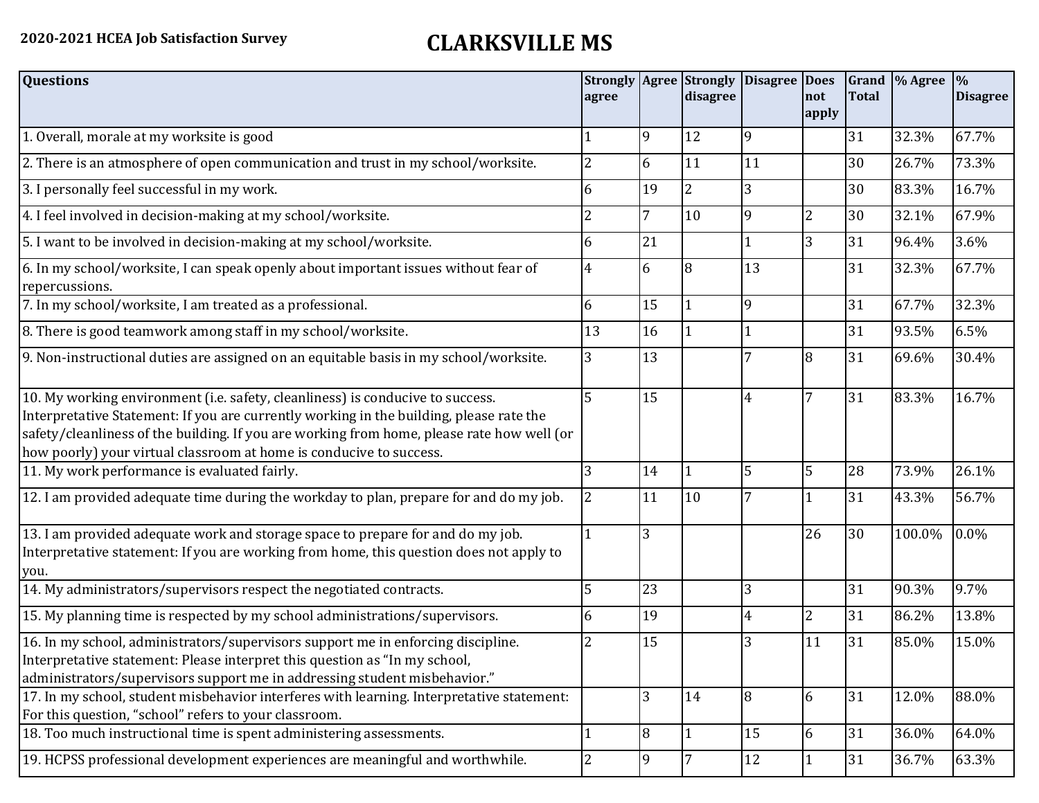**2020-2021 HCEA Job Satisfaction Survey**

# CLARKSVILLE MS

| Questions | Strongly agree | Agree | Strongly disagree | Disagree | Does not apply | Grand Total | % Agree | % Disagree |
|---|---|---|---|---|---|---|---|---|
| 1. Overall, morale at my worksite is good | 1 | 9 | 12 | 9 | | 31 | 32.3% | 67.7% |
| 2. There is an atmosphere of open communication and trust in my school/worksite. | 2 | 6 | 11 | 11 | | 30 | 26.7% | 73.3% |
| 3. I personally feel successful in my work. | 6 | 19 | 2 | 3 | | 30 | 83.3% | 16.7% |
| 4. I feel involved in decision-making at my school/worksite. | 2 | 7 | 10 | 9 | 2 | 30 | 32.1% | 67.9% |
| 5. I want to be involved in decision-making at my school/worksite. | 6 | 21 | | 1 | 3 | 31 | 96.4% | 3.6% |
| 6. In my school/worksite, I can speak openly about important issues without fear of repercussions. | 4 | 6 | 8 | 13 | | 31 | 32.3% | 67.7% |
| 7. In my school/worksite, I am treated as a professional. | 6 | 15 | 1 | 9 | | 31 | 67.7% | 32.3% |
| 8. There is good teamwork among staff in my school/worksite. | 13 | 16 | 1 | 1 | | 31 | 93.5% | 6.5% |
| 9. Non-instructional duties are assigned on an equitable basis in my school/worksite. | 3 | 13 | | 7 | 8 | 31 | 69.6% | 30.4% |
| 10. My working environment (i.e. safety, cleanliness) is conducive to success. Interpretative Statement: If you are currently working in the building, please rate the safety/cleanliness of the building. If you are working from home, please rate how well (or how poorly) your virtual classroom at home is conducive to success. | 5 | 15 | | 4 | 7 | 31 | 83.3% | 16.7% |
| 11. My work performance is evaluated fairly. | 3 | 14 | 1 | 5 | 5 | 28 | 73.9% | 26.1% |
| 12. I am provided adequate time during the workday to plan, prepare for and do my job. | 2 | 11 | 10 | 7 | 1 | 31 | 43.3% | 56.7% |
| 13. I am provided adequate work and storage space to prepare for and do my job. Interpretative statement: If you are working from home, this question does not apply to you. | 1 | 3 | | | 26 | 30 | 100.0% | 0.0% |
| 14. My administrators/supervisors respect the negotiated contracts. | 5 | 23 | | 3 | | 31 | 90.3% | 9.7% |
| 15. My planning time is respected by my school administrations/supervisors. | 6 | 19 | | 4 | 2 | 31 | 86.2% | 13.8% |
| 16. In my school, administrators/supervisors support me in enforcing discipline. Interpretative statement: Please interpret this question as "In my school, administrators/supervisors support me in addressing student misbehavior." | 2 | 15 | | 3 | 11 | 31 | 85.0% | 15.0% |
| 17. In my school, student misbehavior interferes with learning. Interpretative statement: For this question, "school" refers to your classroom. | | 3 | 14 | 8 | 6 | 31 | 12.0% | 88.0% |
| 18. Too much instructional time is spent administering assessments. | 1 | 8 | 1 | 15 | 6 | 31 | 36.0% | 64.0% |
| 19. HCPSS professional development experiences are meaningful and worthwhile. | 2 | 9 | 7 | 12 | 1 | 31 | 36.7% | 63.3% |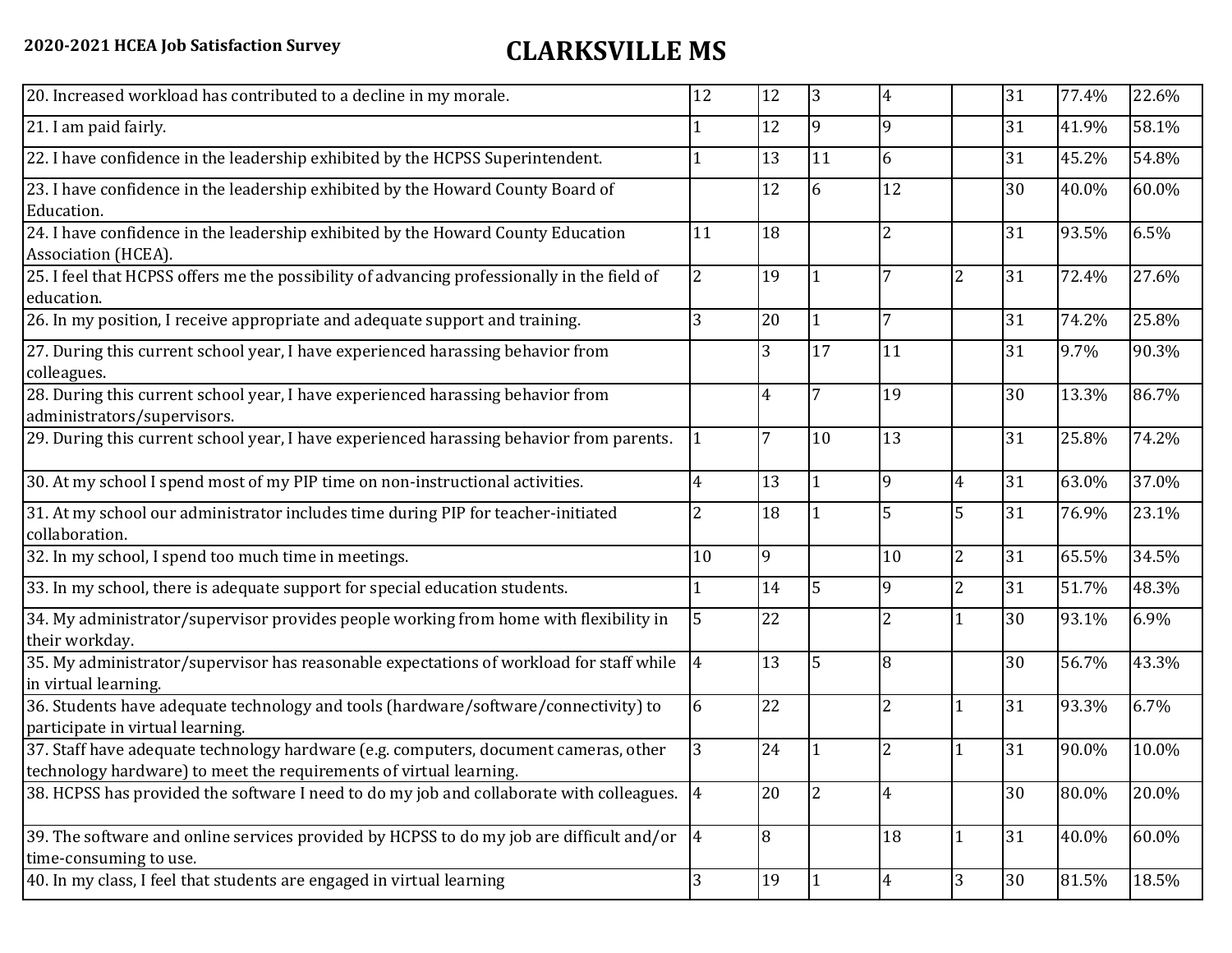**2020-2021 HCEA Job Satisfaction Survey**

# CLARKSVILLE MS

| | | | | | | | | |
|---|---|---|---|---|---|---|---|---|
| 20. Increased workload has contributed to a decline in my morale. | 12 | 12 | 3 | 4 | | 31 | 77.4% | 22.6% |
| 21. I am paid fairly. | 1 | 12 | 9 | 9 | | 31 | 41.9% | 58.1% |
| 22. I have confidence in the leadership exhibited by the HCPSS Superintendent. | 1 | 13 | 11 | 6 | | 31 | 45.2% | 54.8% |
| 23. I have confidence in the leadership exhibited by the Howard County Board of Education. | | 12 | 6 | 12 | | 30 | 40.0% | 60.0% |
| 24. I have confidence in the leadership exhibited by the Howard County Education Association (HCEA). | 11 | 18 | | 2 | | 31 | 93.5% | 6.5% |
| 25. I feel that HCPSS offers me the possibility of advancing professionally in the field of education. | 2 | 19 | 1 | 7 | 2 | 31 | 72.4% | 27.6% |
| 26. In my position, I receive appropriate and adequate support and training. | 3 | 20 | 1 | 7 | | 31 | 74.2% | 25.8% |
| 27. During this current school year, I have experienced harassing behavior from colleagues. | | 3 | 17 | 11 | | 31 | 9.7% | 90.3% |
| 28. During this current school year, I have experienced harassing behavior from administrators/supervisors. | | 4 | 7 | 19 | | 30 | 13.3% | 86.7% |
| 29. During this current school year, I have experienced harassing behavior from parents. | 1 | 7 | 10 | 13 | | 31 | 25.8% | 74.2% |
| 30. At my school I spend most of my PIP time on non-instructional activities. | 4 | 13 | 1 | 9 | 4 | 31 | 63.0% | 37.0% |
| 31. At my school our administrator includes time during PIP for teacher-initiated collaboration. | 2 | 18 | 1 | 5 | 5 | 31 | 76.9% | 23.1% |
| 32. In my school, I spend too much time in meetings. | 10 | 9 | | 10 | 2 | 31 | 65.5% | 34.5% |
| 33. In my school, there is adequate support for special education students. | 1 | 14 | 5 | 9 | 2 | 31 | 51.7% | 48.3% |
| 34. My administrator/supervisor provides people working from home with flexibility in their workday. | 5 | 22 | | 2 | 1 | 30 | 93.1% | 6.9% |
| 35. My administrator/supervisor has reasonable expectations of workload for staff while in virtual learning. | 4 | 13 | 5 | 8 | | 30 | 56.7% | 43.3% |
| 36. Students have adequate technology and tools (hardware/software/connectivity) to participate in virtual learning. | 6 | 22 | | 2 | 1 | 31 | 93.3% | 6.7% |
| 37. Staff have adequate technology hardware (e.g. computers, document cameras, other technology hardware) to meet the requirements of virtual learning. | 3 | 24 | 1 | 2 | 1 | 31 | 90.0% | 10.0% |
| 38. HCPSS has provided the software I need to do my job and collaborate with colleagues. | 4 | 20 | 2 | 4 | | 30 | 80.0% | 20.0% |
| 39. The software and online services provided by HCPSS to do my job are difficult and/or time-consuming to use. | 4 | 8 | | 18 | 1 | 31 | 40.0% | 60.0% |
| 40. In my class, I feel that students are engaged in virtual learning | 3 | 19 | 1 | 4 | 3 | 30 | 81.5% | 18.5% |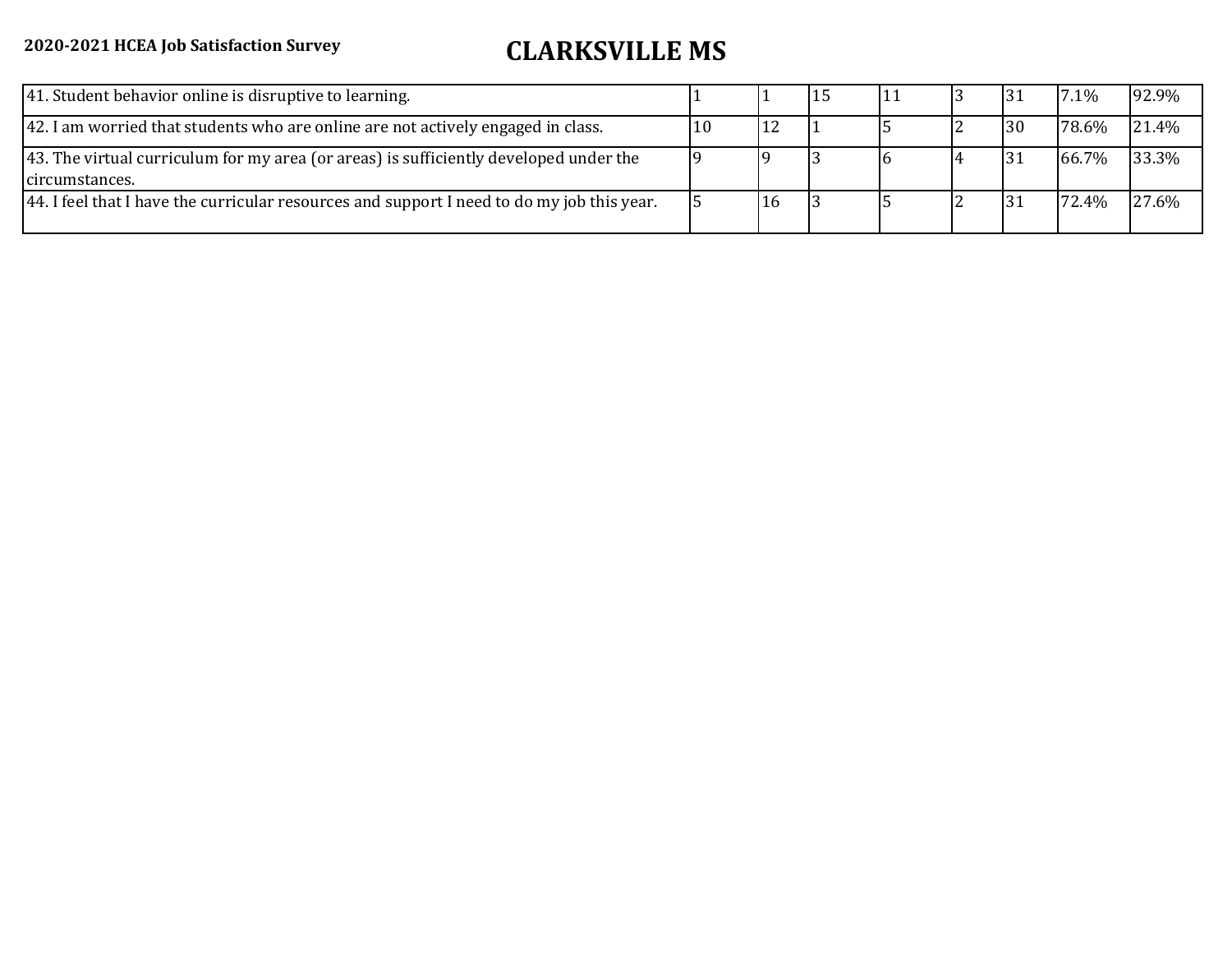2020-2021 HCEA Job Satisfaction Survey

# CLARKSVILLE MS

| | | | | | | | | |
|---|---|---|---|---|---|---|---|---|
| 41. Student behavior online is disruptive to learning. | 1 | 1 | 15 | 11 | 3 | 31 | 7.1% | 92.9% |
| 42. I am worried that students who are online are not actively engaged in class. | 10 | 12 | 1 | 5 | 2 | 30 | 78.6% | 21.4% |
| 43. The virtual curriculum for my area (or areas) is sufficiently developed under the circumstances. | 9 | 9 | 3 | 6 | 4 | 31 | 66.7% | 33.3% |
| 44. I feel that I have the curricular resources and support I need to do my job this year. | 5 | 16 | 3 | 5 | 2 | 31 | 72.4% | 27.6% |